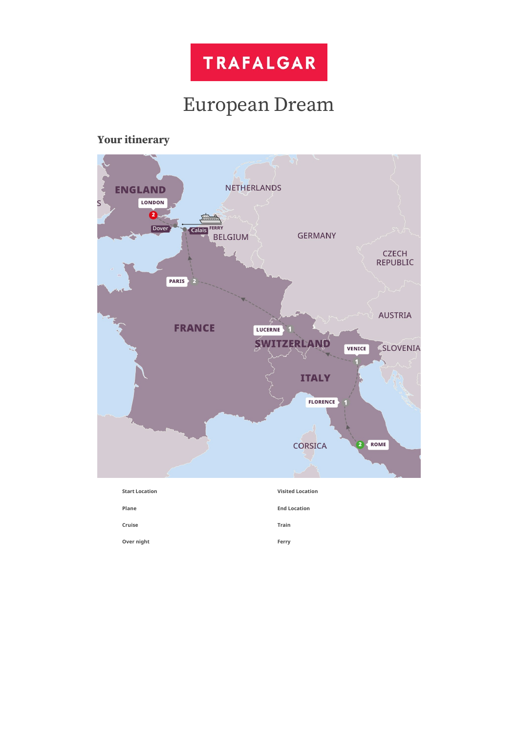TRAFALGAR

# European Dream

## Your itinerary

Start Location

Visited Location

Plane

End Location

Cruise

Train

Over night

Ferry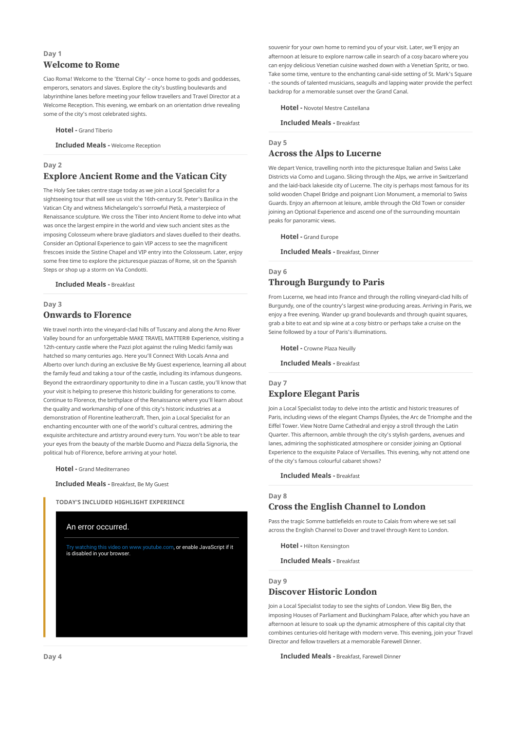Day 1

## Welcome to Rome

Ciao Roma! Welcome to the 'Eternal City' – once home to gods and goddesses, emperors, senators and slaves. Explore the city's bustling boulevards and labyrinthine lanes before meeting your fellow travellers and Travel Director at a Welcome Reception. This evening, we embark on an orientation drive revealing some of the city's most celebrated sights.

**Hotel -** Grand Tiberio

**Included Meals -** Welcome Reception

Day 2

## Explore Ancient Rome and the Vatican City

The Holy See takes centre stage today as we join a Local Specialist for a sightseeing tour that will see us visit the 16th-century St. Peter's Basilica in the Vatican City and witness Michelangelo's sorrowful Pietà, a masterpiece of Renaissance sculpture. We cross the Tiber into Ancient Rome to delve into what was once the largest empire in the world and view such ancient sites as the imposing Colosseum where brave gladiators and slaves duelled to their deaths. Consider an Optional Experience to gain VIP access to see the magnificent frescoes inside the Sistine Chapel and VIP entry into the Colosseum. Later, enjoy some free time to explore the picturesque piazzas of Rome, sit on the Spanish Steps or shop up a storm on Via Condotti.

**Included Meals -** Breakfast

Day 3

## Onwards to Florence

We travel north into the vineyard-clad hills of Tuscany and along the Arno River Valley bound for an unforgettable MAKE TRAVEL MATTER® Experience, visiting a 12th-century castle where the Pazzi plot against the ruling Medici family was hatched so many centuries ago. Here you'll Connect With Locals Anna and Alberto over lunch during an exclusive Be My Guest experience, learning all about the family feud and taking a tour of the castle, including its infamous dungeons. Beyond the extraordinary opportunity to dine in a Tuscan castle, you'll know that your visit is helping to preserve this historic building for generations to come. Continue to Florence, the birthplace of the Renaissance where you'll learn about the quality and workmanship of one of this city's historic industries at a demonstration of Florentine leathercraft. Then, join a Local Specialist for an enchanting encounter with one of the world's cultural centres, admiring the exquisite architecture and artistry around every turn. You won't be able to tear your eyes from the beauty of the marble Duomo and Piazza della Signoria, the political hub of Florence, before arriving at your hotel.

**Hotel -** Grand Mediterraneo

**Included Meals -** Breakfast, Be My Guest

**TODAY'S INCLUDED HIGHLIGHT EXPERIENCE**

An error occurred.

Try watching this video on www.youtube.com, or enable JavaScript if it is disabled in your browser.

Day 4

souvenir for your own home to remind you of your visit. Later, we'll enjoy an afternoon at leisure to explore narrow calle in search of a cosy bacaro where you can enjoy delicious Venetian cuisine washed down with a Venetian Spritz, or two. Take some time, venture to the enchanting canal-side setting of St. Mark's Square - the sounds of talented musicians, seagulls and lapping water provide the perfect backdrop for a memorable sunset over the Grand Canal.

**Hotel -** Novotel Mestre Castellana

**Included Meals -** Breakfast

Day 5

## Across the Alps to Lucerne

We depart Venice, travelling north into the picturesque Italian and Swiss Lake Districts via Como and Lugano. Slicing through the Alps, we arrive in Switzerland and the laid-back lakeside city of Lucerne. The city is perhaps most famous for its solid wooden Chapel Bridge and poignant Lion Monument, a memorial to Swiss Guards. Enjoy an afternoon at leisure, amble through the Old Town or consider joining an Optional Experience and ascend one of the surrounding mountain peaks for panoramic views.

**Hotel -** Grand Europe

**Included Meals -** Breakfast, Dinner

Day 6

## Through Burgundy to Paris

From Lucerne, we head into France and through the rolling vineyard-clad hills of Burgundy, one of the country's largest wine-producing areas. Arriving in Paris, we enjoy a free evening. Wander up grand boulevards and through quaint squares, grab a bite to eat and sip wine at a cosy bistro or perhaps take a cruise on the Seine followed by a tour of Paris's illuminations.

**Hotel -** Crowne Plaza Neuilly

**Included Meals -** Breakfast

Day 7

## Explore Elegant Paris

Join a Local Specialist today to delve into the artistic and historic treasures of Paris, including views of the elegant Champs Élysées, the Arc de Triomphe and the Eiffel Tower. View Notre Dame Cathedral and enjoy a stroll through the Latin Quarter. This afternoon, amble through the city's stylish gardens, avenues and lanes, admiring the sophisticated atmosphere or consider joining an Optional Experience to the exquisite Palace of Versailles. This evening, why not attend one of the city's famous colourful cabaret shows?

**Included Meals -** Breakfast

Day 8

## Cross the English Channel to London

Pass the tragic Somme battlefields en route to Calais from where we set sail across the English Channel to Dover and travel through Kent to London.

**Hotel -** Hilton Kensington

**Included Meals -** Breakfast

Day 9

## Discover Historic London

Join a Local Specialist today to see the sights of London. View Big Ben, the imposing Houses of Parliament and Buckingham Palace, after which you have an afternoon at leisure to soak up the dynamic atmosphere of this capital city that combines centuries-old heritage with modern verve. This evening, join your Travel Director and fellow travellers at a memorable Farewell Dinner.

**Included Meals -** Breakfast, Farewell Dinner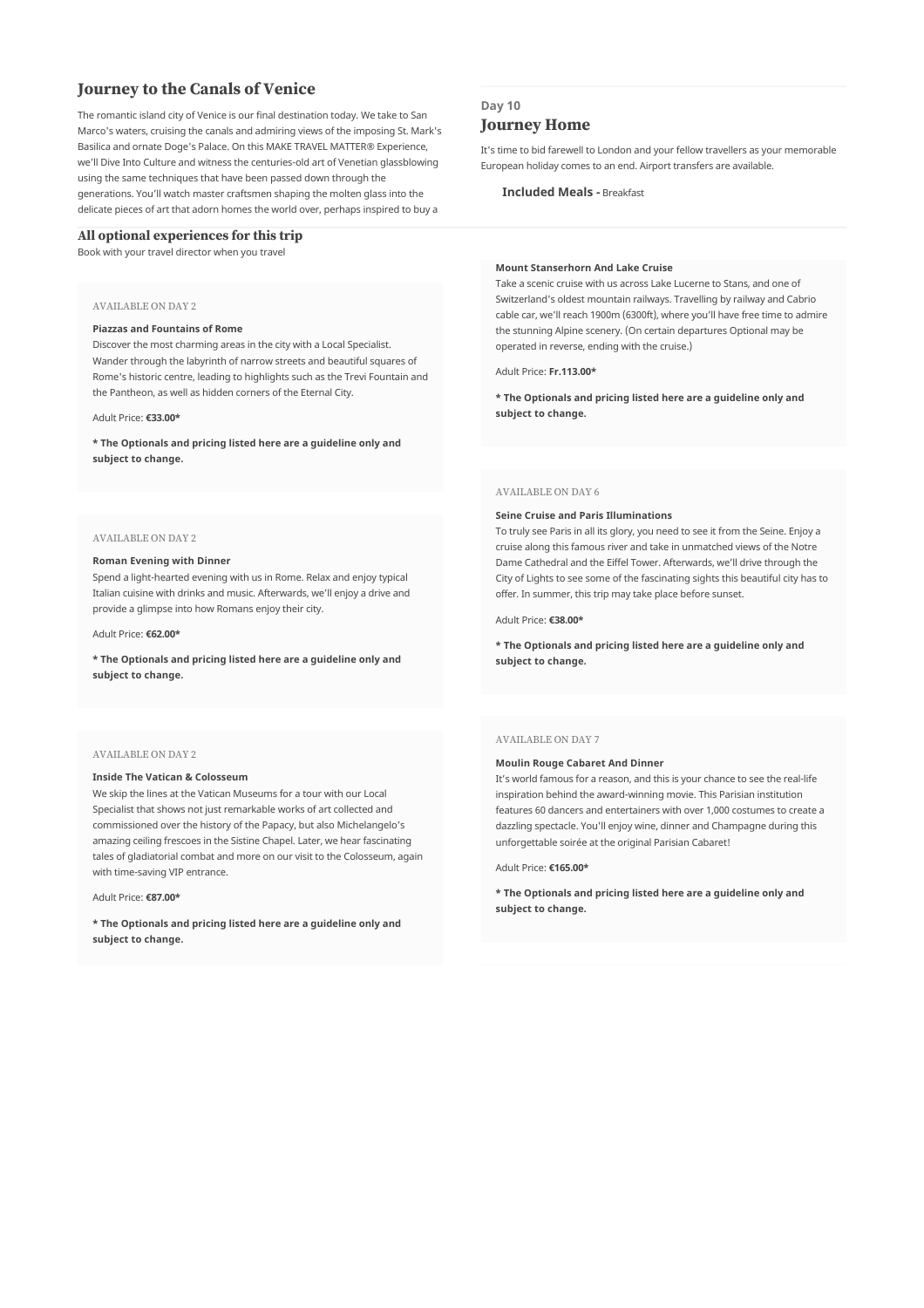## Journey to the Canals of Venice

The romantic island city of Venice is our final destination today. We take to San Marco's waters, cruising the canals and admiring views of the imposing St. Mark's Basilica and ornate Doge's Palace. On this MAKE TRAVEL MATTER® Experience, we'll Dive Into Culture and witness the centuries-old art of Venetian glassblowing using the same techniques that have been passed down through the generations. You'll watch master craftsmen shaping the molten glass into the delicate pieces of art that adorn homes the world over, perhaps inspired to buy a

**Day 10**

## Journey Home

It's time to bid farewell to London and your fellow travellers as your memorable European holiday comes to an end. Airport transfers are available.

**Included Meals -** Breakfast

## All optional experiences for this trip

Book with your travel director when you travel

AVAILABLE ON DAY 2

**Piazzas and Fountains of Rome**

Discover the most charming areas in the city with a Local Specialist. Wander through the labyrinth of narrow streets and beautiful squares of Rome's historic centre, leading to highlights such as the Trevi Fountain and the Pantheon, as well as hidden corners of the Eternal City.

Adult Price: **€33.00***

**\* The Optionals and pricing listed here are a guideline only and subject to change.**

AVAILABLE ON DAY 2

**Roman Evening with Dinner**

Spend a light-hearted evening with us in Rome. Relax and enjoy typical Italian cuisine with drinks and music. Afterwards, we'll enjoy a drive and provide a glimpse into how Romans enjoy their city.

Adult Price: **€62.00***

**\* The Optionals and pricing listed here are a guideline only and subject to change.**

AVAILABLE ON DAY 2

**Inside The Vatican & Colosseum**

We skip the lines at the Vatican Museums for a tour with our Local Specialist that shows not just remarkable works of art collected and commissioned over the history of the Papacy, but also Michelangelo's amazing ceiling frescoes in the Sistine Chapel. Later, we hear fascinating tales of gladiatorial combat and more on our visit to the Colosseum, again with time-saving VIP entrance.

Adult Price: **€87.00***

**\* The Optionals and pricing listed here are a guideline only and subject to change.**

**Mount Stanserhorn And Lake Cruise**

Take a scenic cruise with us across Lake Lucerne to Stans, and one of Switzerland's oldest mountain railways. Travelling by railway and Cabrio cable car, we'll reach 1900m (6300ft), where you'll have free time to admire the stunning Alpine scenery. (On certain departures Optional may be operated in reverse, ending with the cruise.)

Adult Price: **Fr.113.00***

**\* The Optionals and pricing listed here are a guideline only and subject to change.**

AVAILABLE ON DAY 6

**Seine Cruise and Paris Illuminations**

To truly see Paris in all its glory, you need to see it from the Seine. Enjoy a cruise along this famous river and take in unmatched views of the Notre Dame Cathedral and the Eiffel Tower. Afterwards, we'll drive through the City of Lights to see some of the fascinating sights this beautiful city has to offer. In summer, this trip may take place before sunset.

Adult Price: **€38.00***

**\* The Optionals and pricing listed here are a guideline only and subject to change.**

AVAILABLE ON DAY 7

**Moulin Rouge Cabaret And Dinner**

It's world famous for a reason, and this is your chance to see the real-life inspiration behind the award-winning movie. This Parisian institution features 60 dancers and entertainers with over 1,000 costumes to create a dazzling spectacle. You'll enjoy wine, dinner and Champagne during this unforgettable soirée at the original Parisian Cabaret!

Adult Price: **€165.00***

**\* The Optionals and pricing listed here are a guideline only and subject to change.**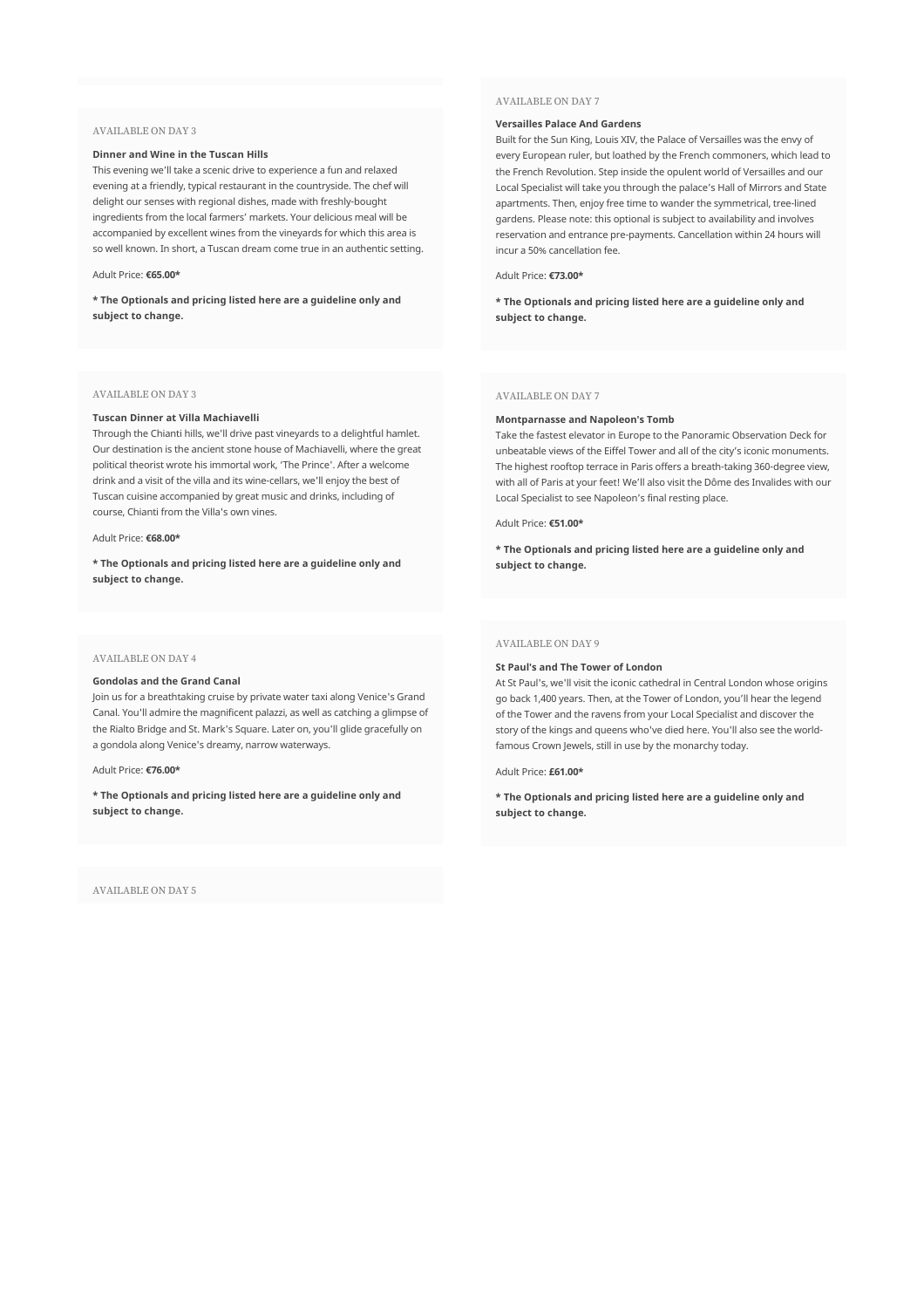AVAILABLE ON DAY 3

**Dinner and Wine in the Tuscan Hills**

This evening we'll take a scenic drive to experience a fun and relaxed evening at a friendly, typical restaurant in the countryside. The chef will delight our senses with regional dishes, made with freshly-bought ingredients from the local farmers' markets. Your delicious meal will be accompanied by excellent wines from the vineyards for which this area is so well known. In short, a Tuscan dream come true in an authentic setting.

Adult Price: **€65.00***

**\* The Optionals and pricing listed here are a guideline only and subject to change.**

AVAILABLE ON DAY 3

**Tuscan Dinner at Villa Machiavelli**

Through the Chianti hills, we'll drive past vineyards to a delightful hamlet. Our destination is the ancient stone house of Machiavelli, where the great political theorist wrote his immortal work, 'The Prince'. After a welcome drink and a visit of the villa and its wine-cellars, we'll enjoy the best of Tuscan cuisine accompanied by great music and drinks, including of course, Chianti from the Villa's own vines.

Adult Price: **€68.00***

**\* The Optionals and pricing listed here are a guideline only and subject to change.**

AVAILABLE ON DAY 4

**Gondolas and the Grand Canal**

Join us for a breathtaking cruise by private water taxi along Venice's Grand Canal. You'll admire the magnificent palazzi, as well as catching a glimpse of the Rialto Bridge and St. Mark's Square. Later on, you'll glide gracefully on a gondola along Venice's dreamy, narrow waterways.

Adult Price: **€76.00***

**\* The Optionals and pricing listed here are a guideline only and subject to change.**

AVAILABLE ON DAY 5

AVAILABLE ON DAY 7

**Versailles Palace And Gardens**

Built for the Sun King, Louis XIV, the Palace of Versailles was the envy of every European ruler, but loathed by the French commoners, which lead to the French Revolution. Step inside the opulent world of Versailles and our Local Specialist will take you through the palace's Hall of Mirrors and State apartments. Then, enjoy free time to wander the symmetrical, tree-lined gardens. Please note: this optional is subject to availability and involves reservation and entrance pre-payments. Cancellation within 24 hours will incur a 50% cancellation fee.

Adult Price: **€73.00***

**\* The Optionals and pricing listed here are a guideline only and subject to change.**

AVAILABLE ON DAY 7

**Montparnasse and Napoleon's Tomb**

Take the fastest elevator in Europe to the Panoramic Observation Deck for unbeatable views of the Eiffel Tower and all of the city's iconic monuments. The highest rooftop terrace in Paris offers a breath-taking 360-degree view, with all of Paris at your feet! We'll also visit the Dôme des Invalides with our Local Specialist to see Napoleon's final resting place.

Adult Price: **€51.00***

**\* The Optionals and pricing listed here are a guideline only and subject to change.**

AVAILABLE ON DAY 9

**St Paul's and The Tower of London**

At St Paul's, we'll visit the iconic cathedral in Central London whose origins go back 1,400 years. Then, at the Tower of London, you'll hear the legend of the Tower and the ravens from your Local Specialist and discover the story of the kings and queens who've died here. You'll also see the world-famous Crown Jewels, still in use by the monarchy today.

Adult Price: **£61.00***

**\* The Optionals and pricing listed here are a guideline only and subject to change.**